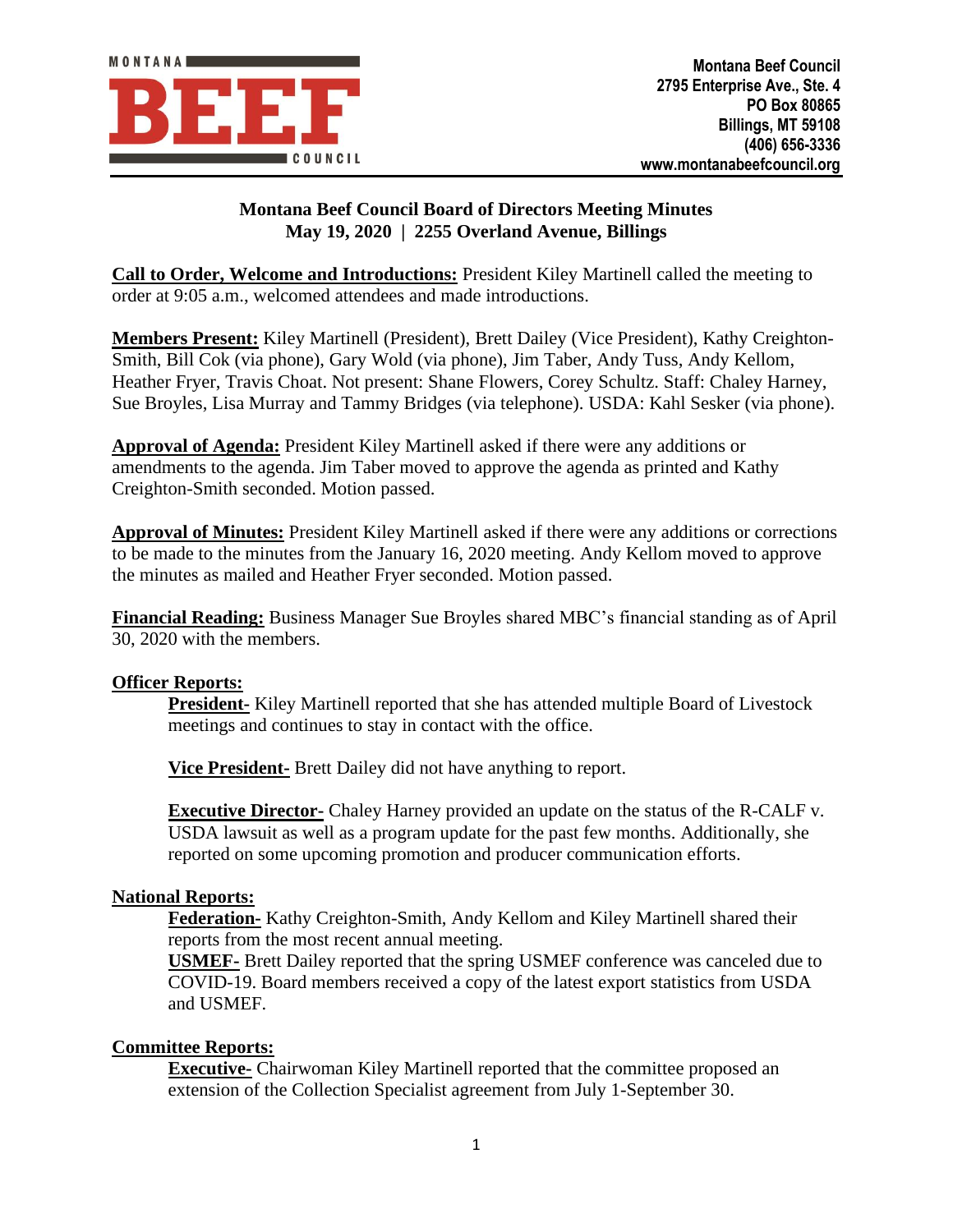Montana Beef Council
2795 Enterprise Ave., Ste. 4
PO Box 80865
Billings, MT 59108
(406) 656-3336
www.montanabeefcouncil.org

# Montana Beef Council Board of Directors Meeting Minutes
## May 19, 2020 | 2255 Overland Avenue, Billings

**Call to Order, Welcome and Introductions:** President Kiley Martinell called the meeting to order at 9:05 a.m., welcomed attendees and made introductions.

**Members Present:** Kiley Martinell (President), Brett Dailey (Vice President), Kathy Creighton-Smith, Bill Cok (via phone), Gary Wold (via phone), Jim Taber, Andy Tuss, Andy Kellom, Heather Fryer, Travis Choat. Not present: Shane Flowers, Corey Schultz. Staff: Chaley Harney, Sue Broyles, Lisa Murray and Tammy Bridges (via telephone). USDA: Kahl Sesker (via phone).

**Approval of Agenda:** President Kiley Martinell asked if there were any additions or amendments to the agenda. Jim Taber moved to approve the agenda as printed and Kathy Creighton-Smith seconded. Motion passed.

**Approval of Minutes:** President Kiley Martinell asked if there were any additions or corrections to be made to the minutes from the January 16, 2020 meeting. Andy Kellom moved to approve the minutes as mailed and Heather Fryer seconded. Motion passed.

**Financial Reading:** Business Manager Sue Broyles shared MBC's financial standing as of April 30, 2020 with the members.

**Officer Reports:**

**President-** Kiley Martinell reported that she has attended multiple Board of Livestock meetings and continues to stay in contact with the office.

**Vice President-** Brett Dailey did not have anything to report.

**Executive Director-** Chaley Harney provided an update on the status of the R-CALF v. USDA lawsuit as well as a program update for the past few months. Additionally, she reported on some upcoming promotion and producer communication efforts.

**National Reports:**

**Federation-** Kathy Creighton-Smith, Andy Kellom and Kiley Martinell shared their reports from the most recent annual meeting.

**USMEF-** Brett Dailey reported that the spring USMEF conference was canceled due to COVID-19. Board members received a copy of the latest export statistics from USDA and USMEF.

**Committee Reports:**

**Executive-** Chairwoman Kiley Martinell reported that the committee proposed an extension of the Collection Specialist agreement from July 1-September 30.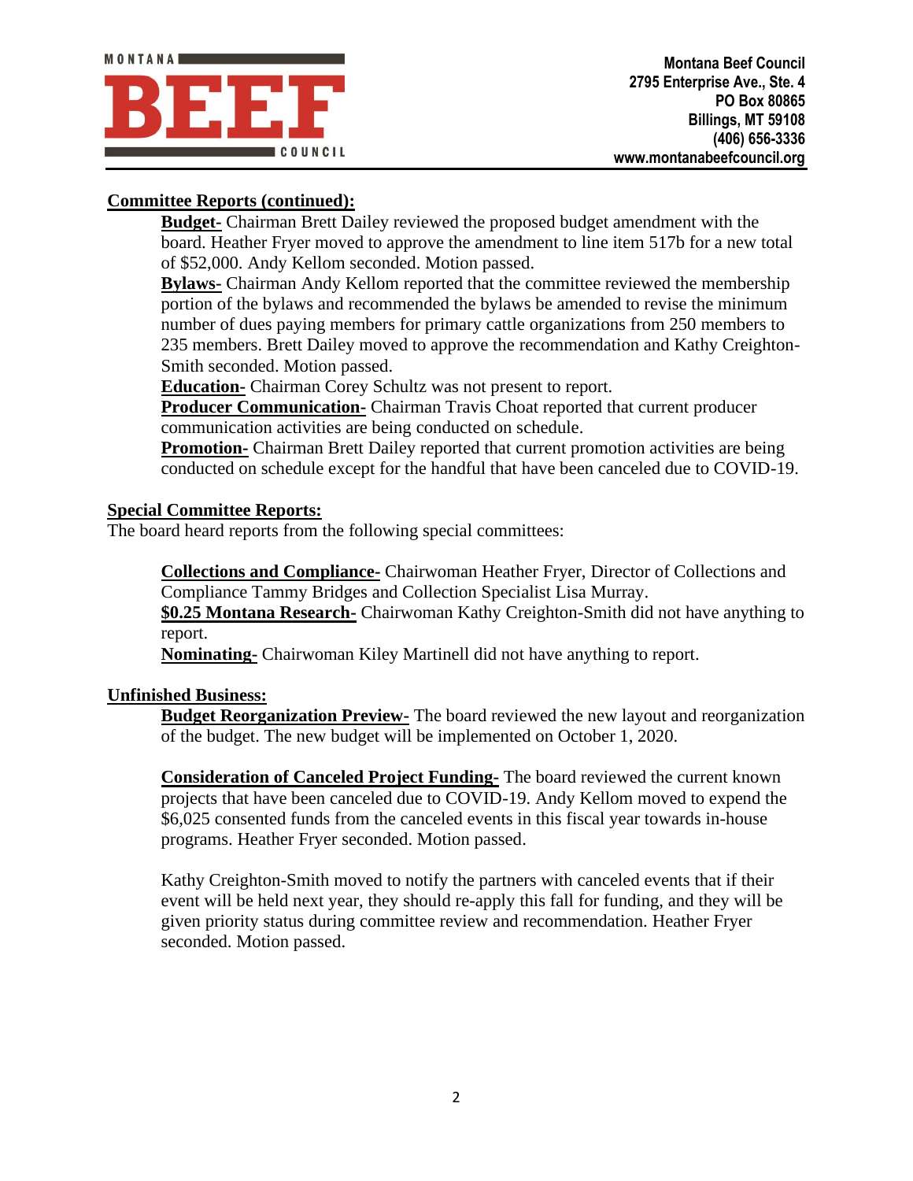**Committee Reports (continued):**

**Budget-** Chairman Brett Dailey reviewed the proposed budget amendment with the board. Heather Fryer moved to approve the amendment to line item 517b for a new total of $52,000. Andy Kellom seconded. Motion passed.

**Bylaws-** Chairman Andy Kellom reported that the committee reviewed the membership portion of the bylaws and recommended the bylaws be amended to revise the minimum number of dues paying members for primary cattle organizations from 250 members to 235 members. Brett Dailey moved to approve the recommendation and Kathy Creighton-Smith seconded. Motion passed.

**Education-** Chairman Corey Schultz was not present to report.

**Producer Communication-** Chairman Travis Choat reported that current producer communication activities are being conducted on schedule.

**Promotion-** Chairman Brett Dailey reported that current promotion activities are being conducted on schedule except for the handful that have been canceled due to COVID-19.

**Special Committee Reports:**

The board heard reports from the following special committees:

**Collections and Compliance-** Chairwoman Heather Fryer, Director of Collections and Compliance Tammy Bridges and Collection Specialist Lisa Murray.

**$0.25 Montana Research-** Chairwoman Kathy Creighton-Smith did not have anything to report.

**Nominating-** Chairwoman Kiley Martinell did not have anything to report.

**Unfinished Business:**

**Budget Reorganization Preview-** The board reviewed the new layout and reorganization of the budget. The new budget will be implemented on October 1, 2020.

**Consideration of Canceled Project Funding-** The board reviewed the current known projects that have been canceled due to COVID-19. Andy Kellom moved to expend the $6,025 consented funds from the canceled events in this fiscal year towards in-house programs. Heather Fryer seconded. Motion passed.

Kathy Creighton-Smith moved to notify the partners with canceled events that if their event will be held next year, they should re-apply this fall for funding, and they will be given priority status during committee review and recommendation. Heather Fryer seconded. Motion passed.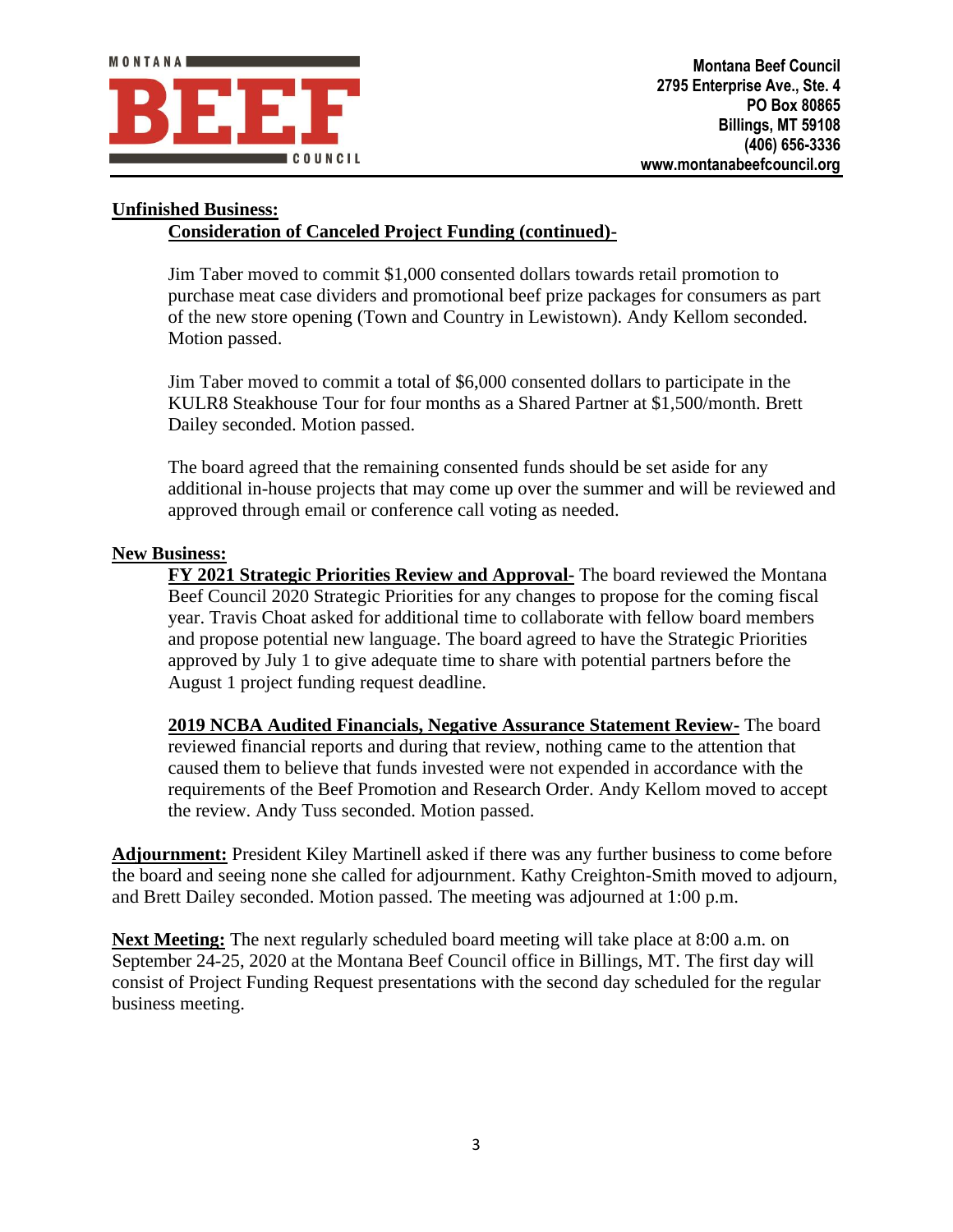Montana Beef Council
2795 Enterprise Ave., Ste. 4
PO Box 80865
Billings, MT 59108
(406) 656-3336
www.montanabeefcouncil.org

## Unfinished Business:

### Consideration of Canceled Project Funding (continued)-

Jim Taber moved to commit $1,000 consented dollars towards retail promotion to purchase meat case dividers and promotional beef prize packages for consumers as part of the new store opening (Town and Country in Lewistown). Andy Kellom seconded. Motion passed.

Jim Taber moved to commit a total of $6,000 consented dollars to participate in the KULR8 Steakhouse Tour for four months as a Shared Partner at $1,500/month. Brett Dailey seconded. Motion passed.

The board agreed that the remaining consented funds should be set aside for any additional in-house projects that may come up over the summer and will be reviewed and approved through email or conference call voting as needed.

## New Business:

**FY 2021 Strategic Priorities Review and Approval-** The board reviewed the Montana Beef Council 2020 Strategic Priorities for any changes to propose for the coming fiscal year. Travis Choat asked for additional time to collaborate with fellow board members and propose potential new language. The board agreed to have the Strategic Priorities approved by July 1 to give adequate time to share with potential partners before the August 1 project funding request deadline.

**2019 NCBA Audited Financials, Negative Assurance Statement Review-** The board reviewed financial reports and during that review, nothing came to the attention that caused them to believe that funds invested were not expended in accordance with the requirements of the Beef Promotion and Research Order. Andy Kellom moved to accept the review. Andy Tuss seconded. Motion passed.

**Adjournment:** President Kiley Martinell asked if there was any further business to come before the board and seeing none she called for adjournment. Kathy Creighton-Smith moved to adjourn, and Brett Dailey seconded. Motion passed. The meeting was adjourned at 1:00 p.m.

**Next Meeting:** The next regularly scheduled board meeting will take place at 8:00 a.m. on September 24-25, 2020 at the Montana Beef Council office in Billings, MT. The first day will consist of Project Funding Request presentations with the second day scheduled for the regular business meeting.